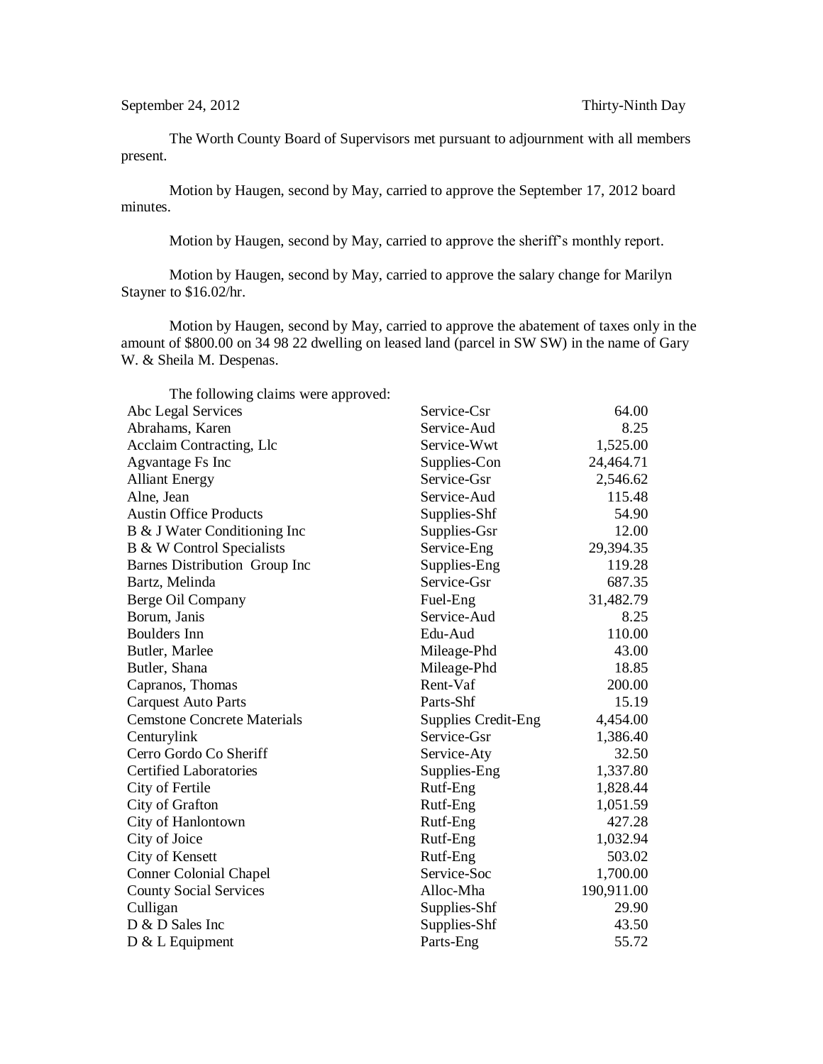September 24, 2012 Thirty-Ninth Day

The Worth County Board of Supervisors met pursuant to adjournment with all members present.

Motion by Haugen, second by May, carried to approve the September 17, 2012 board minutes.

Motion by Haugen, second by May, carried to approve the sheriff's monthly report.

Motion by Haugen, second by May, carried to approve the salary change for Marilyn Stayner to $16.02/hr.

Motion by Haugen, second by May, carried to approve the abatement of taxes only in the amount of $800.00 on 34 98 22 dwelling on leased land (parcel in SW SW) in the name of Gary W. & Sheila M. Despenas.

The following claims were approved:

| | | |
|---|---|---|
| Abc Legal Services | Service-Csr | 64.00 |
| Abrahams, Karen | Service-Aud | 8.25 |
| Acclaim Contracting, Llc | Service-Wwt | 1,525.00 |
| Agvantage Fs Inc | Supplies-Con | 24,464.71 |
| Alliant Energy | Service-Gsr | 2,546.62 |
| Alne, Jean | Service-Aud | 115.48 |
| Austin Office Products | Supplies-Shf | 54.90 |
| B & J Water Conditioning Inc | Supplies-Gsr | 12.00 |
| B & W Control Specialists | Service-Eng | 29,394.35 |
| Barnes Distribution Group Inc | Supplies-Eng | 119.28 |
| Bartz, Melinda | Service-Gsr | 687.35 |
| Berge Oil Company | Fuel-Eng | 31,482.79 |
| Borum, Janis | Service-Aud | 8.25 |
| Boulders Inn | Edu-Aud | 110.00 |
| Butler, Marlee | Mileage-Phd | 43.00 |
| Butler, Shana | Mileage-Phd | 18.85 |
| Capranos, Thomas | Rent-Vaf | 200.00 |
| Carquest Auto Parts | Parts-Shf | 15.19 |
| Cemstone Concrete Materials | Supplies Credit-Eng | 4,454.00 |
| Centurylink | Service-Gsr | 1,386.40 |
| Cerro Gordo Co Sheriff | Service-Aty | 32.50 |
| Certified Laboratories | Supplies-Eng | 1,337.80 |
| City of Fertile | Rutf-Eng | 1,828.44 |
| City of Grafton | Rutf-Eng | 1,051.59 |
| City of Hanlontown | Rutf-Eng | 427.28 |
| City of Joice | Rutf-Eng | 1,032.94 |
| City of Kensett | Rutf-Eng | 503.02 |
| Conner Colonial Chapel | Service-Soc | 1,700.00 |
| County Social Services | Alloc-Mha | 190,911.00 |
| Culligan | Supplies-Shf | 29.90 |
| D & D Sales Inc | Supplies-Shf | 43.50 |
| D & L Equipment | Parts-Eng | 55.72 |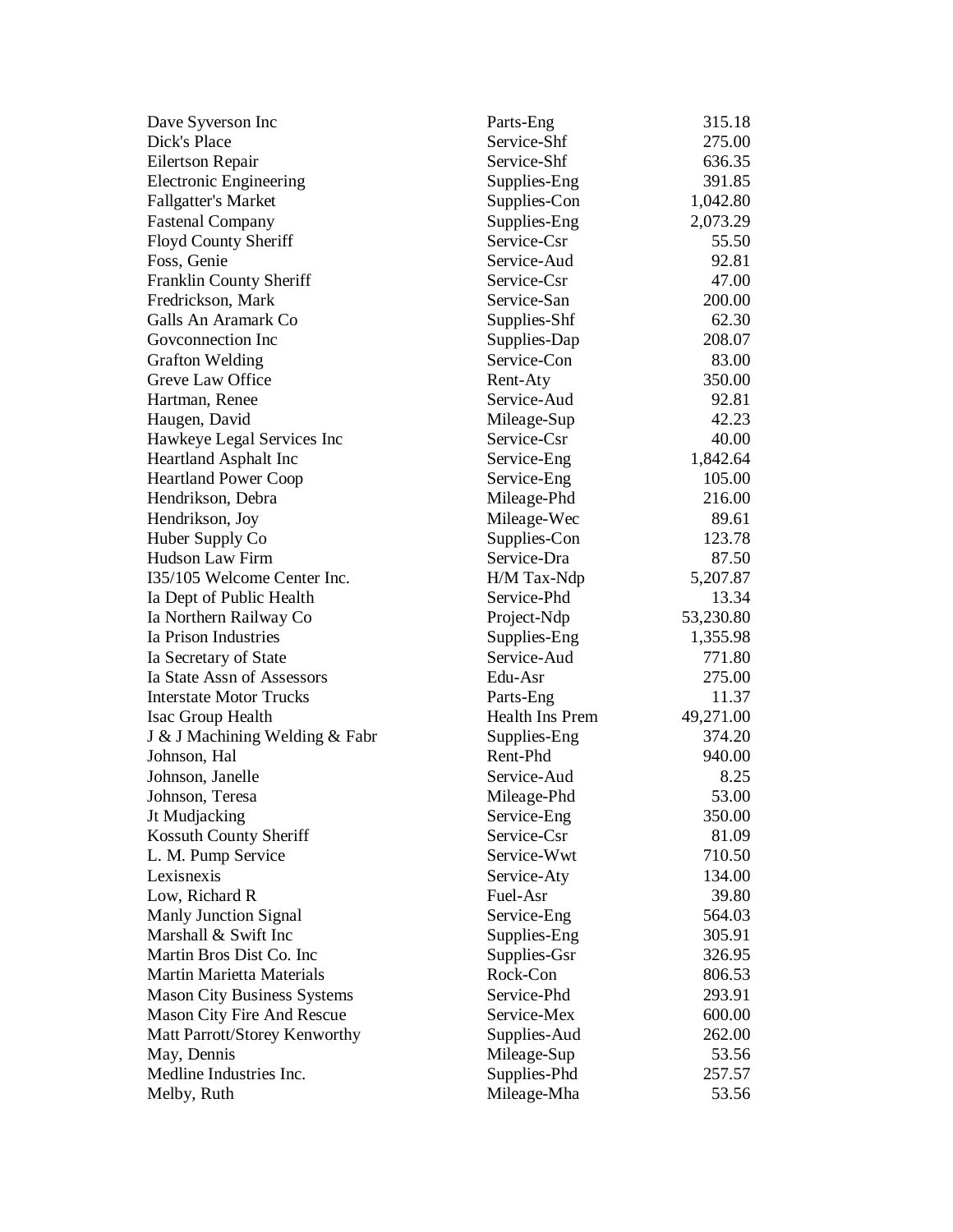| | | |
|---|---|---|
| Dave Syverson Inc | Parts-Eng | 315.18 |
| Dick's Place | Service-Shf | 275.00 |
| Eilertson Repair | Service-Shf | 636.35 |
| Electronic Engineering | Supplies-Eng | 391.85 |
| Fallgatter's Market | Supplies-Con | 1,042.80 |
| Fastenal Company | Supplies-Eng | 2,073.29 |
| Floyd County Sheriff | Service-Csr | 55.50 |
| Foss, Genie | Service-Aud | 92.81 |
| Franklin County Sheriff | Service-Csr | 47.00 |
| Fredrickson, Mark | Service-San | 200.00 |
| Galls An Aramark Co | Supplies-Shf | 62.30 |
| Govconnection Inc | Supplies-Dap | 208.07 |
| Grafton Welding | Service-Con | 83.00 |
| Greve Law Office | Rent-Aty | 350.00 |
| Hartman, Renee | Service-Aud | 92.81 |
| Haugen, David | Mileage-Sup | 42.23 |
| Hawkeye Legal Services Inc | Service-Csr | 40.00 |
| Heartland Asphalt Inc | Service-Eng | 1,842.64 |
| Heartland Power Coop | Service-Eng | 105.00 |
| Hendrikson, Debra | Mileage-Phd | 216.00 |
| Hendrikson, Joy | Mileage-Wec | 89.61 |
| Huber Supply Co | Supplies-Con | 123.78 |
| Hudson Law Firm | Service-Dra | 87.50 |
| I35/105 Welcome Center Inc. | H/M Tax-Ndp | 5,207.87 |
| Ia Dept of Public Health | Service-Phd | 13.34 |
| Ia Northern Railway Co | Project-Ndp | 53,230.80 |
| Ia Prison Industries | Supplies-Eng | 1,355.98 |
| Ia Secretary of State | Service-Aud | 771.80 |
| Ia State Assn of Assessors | Edu-Asr | 275.00 |
| Interstate Motor Trucks | Parts-Eng | 11.37 |
| Isac Group Health | Health Ins Prem | 49,271.00 |
| J & J Machining Welding & Fabr | Supplies-Eng | 374.20 |
| Johnson, Hal | Rent-Phd | 940.00 |
| Johnson, Janelle | Service-Aud | 8.25 |
| Johnson, Teresa | Mileage-Phd | 53.00 |
| Jt Mudjacking | Service-Eng | 350.00 |
| Kossuth County Sheriff | Service-Csr | 81.09 |
| L. M. Pump Service | Service-Wwt | 710.50 |
| Lexisnexis | Service-Aty | 134.00 |
| Low, Richard R | Fuel-Asr | 39.80 |
| Manly Junction Signal | Service-Eng | 564.03 |
| Marshall & Swift Inc | Supplies-Eng | 305.91 |
| Martin Bros Dist Co. Inc | Supplies-Gsr | 326.95 |
| Martin Marietta Materials | Rock-Con | 806.53 |
| Mason City Business Systems | Service-Phd | 293.91 |
| Mason City Fire And Rescue | Service-Mex | 600.00 |
| Matt Parrott/Storey Kenworthy | Supplies-Aud | 262.00 |
| May, Dennis | Mileage-Sup | 53.56 |
| Medline Industries Inc. | Supplies-Phd | 257.57 |
| Melby, Ruth | Mileage-Mha | 53.56 |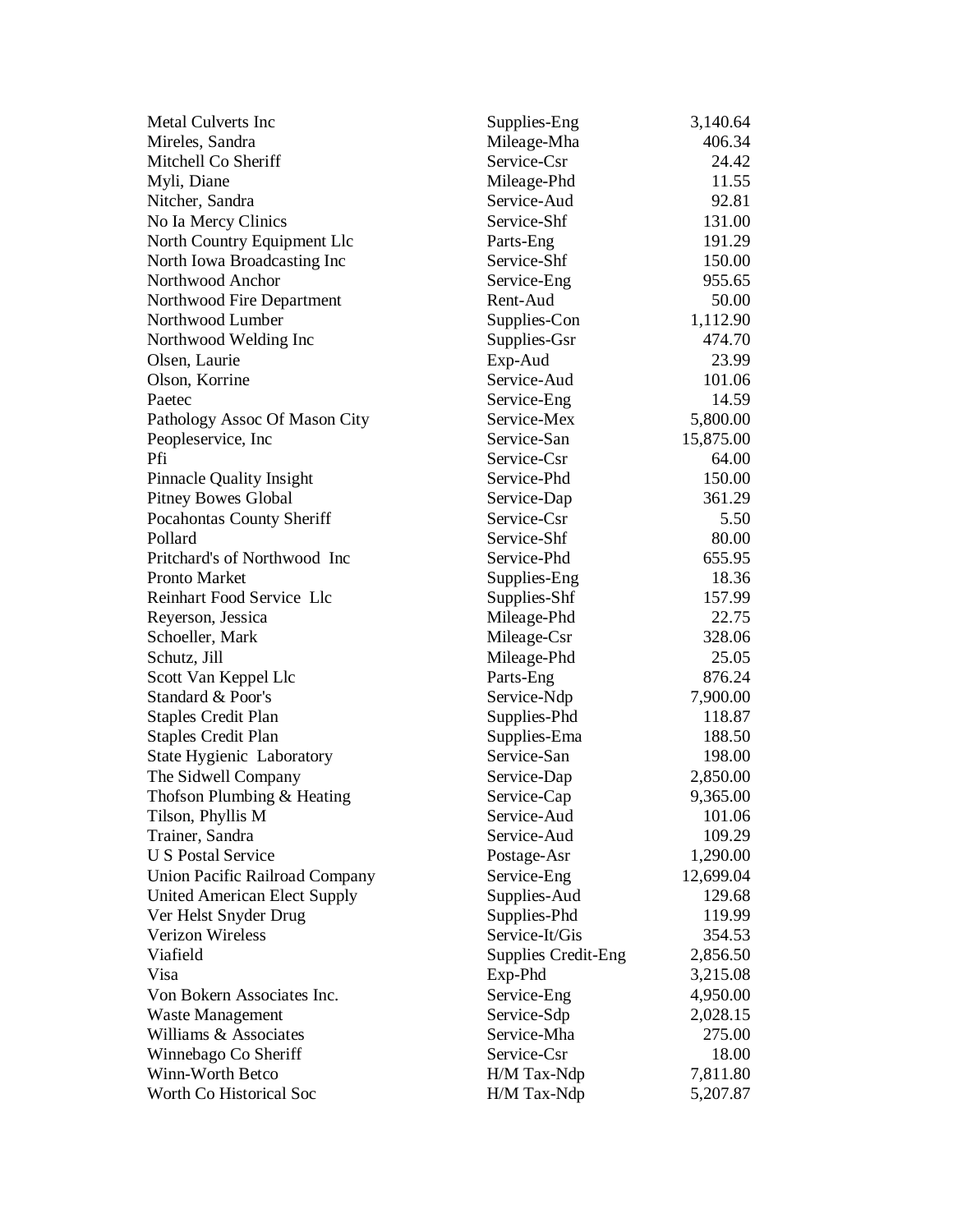| | | |
|---|---|---|
| Metal Culverts Inc | Supplies-Eng | 3,140.64 |
| Mireles, Sandra | Mileage-Mha | 406.34 |
| Mitchell Co Sheriff | Service-Csr | 24.42 |
| Myli, Diane | Mileage-Phd | 11.55 |
| Nitcher, Sandra | Service-Aud | 92.81 |
| No Ia Mercy Clinics | Service-Shf | 131.00 |
| North Country Equipment Llc | Parts-Eng | 191.29 |
| North Iowa Broadcasting Inc | Service-Shf | 150.00 |
| Northwood Anchor | Service-Eng | 955.65 |
| Northwood Fire Department | Rent-Aud | 50.00 |
| Northwood Lumber | Supplies-Con | 1,112.90 |
| Northwood Welding Inc | Supplies-Gsr | 474.70 |
| Olsen, Laurie | Exp-Aud | 23.99 |
| Olson, Korrine | Service-Aud | 101.06 |
| Paetec | Service-Eng | 14.59 |
| Pathology Assoc Of Mason City | Service-Mex | 5,800.00 |
| Peopleservice, Inc | Service-San | 15,875.00 |
| Pfi | Service-Csr | 64.00 |
| Pinnacle Quality Insight | Service-Phd | 150.00 |
| Pitney Bowes Global | Service-Dap | 361.29 |
| Pocahontas County Sheriff | Service-Csr | 5.50 |
| Pollard | Service-Shf | 80.00 |
| Pritchard's of Northwood Inc | Service-Phd | 655.95 |
| Pronto Market | Supplies-Eng | 18.36 |
| Reinhart Food Service Llc | Supplies-Shf | 157.99 |
| Reyerson, Jessica | Mileage-Phd | 22.75 |
| Schoeller, Mark | Mileage-Csr | 328.06 |
| Schutz, Jill | Mileage-Phd | 25.05 |
| Scott Van Keppel Llc | Parts-Eng | 876.24 |
| Standard & Poor's | Service-Ndp | 7,900.00 |
| Staples Credit Plan | Supplies-Phd | 118.87 |
| Staples Credit Plan | Supplies-Ema | 188.50 |
| State Hygienic Laboratory | Service-San | 198.00 |
| The Sidwell Company | Service-Dap | 2,850.00 |
| Thofson Plumbing & Heating | Service-Cap | 9,365.00 |
| Tilson, Phyllis M | Service-Aud | 101.06 |
| Trainer, Sandra | Service-Aud | 109.29 |
| U S Postal Service | Postage-Asr | 1,290.00 |
| Union Pacific Railroad Company | Service-Eng | 12,699.04 |
| United American Elect Supply | Supplies-Aud | 129.68 |
| Ver Helst Snyder Drug | Supplies-Phd | 119.99 |
| Verizon Wireless | Service-It/Gis | 354.53 |
| Viafield | Supplies Credit-Eng | 2,856.50 |
| Visa | Exp-Phd | 3,215.08 |
| Von Bokern Associates Inc. | Service-Eng | 4,950.00 |
| Waste Management | Service-Sdp | 2,028.15 |
| Williams & Associates | Service-Mha | 275.00 |
| Winnebago Co Sheriff | Service-Csr | 18.00 |
| Winn-Worth Betco | H/M Tax-Ndp | 7,811.80 |
| Worth Co Historical Soc | H/M Tax-Ndp | 5,207.87 |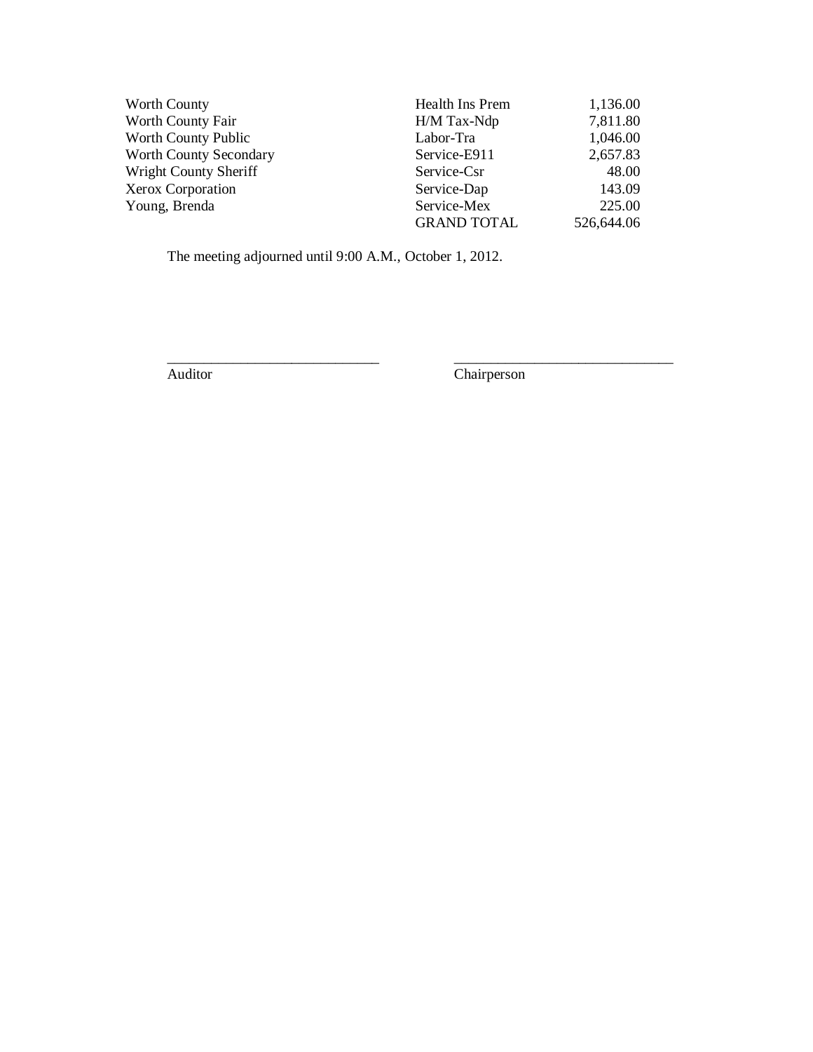| | | |
|---|---|---|
| Worth County | Health Ins Prem | 1,136.00 |
| Worth County Fair | H/M Tax-Ndp | 7,811.80 |
| Worth County Public | Labor-Tra | 1,046.00 |
| Worth County Secondary | Service-E911 | 2,657.83 |
| Wright County Sheriff | Service-Csr | 48.00 |
| Xerox Corporation | Service-Dap | 143.09 |
| Young, Brenda | Service-Mex | 225.00 |
| | GRAND TOTAL | 526,644.06 |

The meeting adjourned until 9:00 A.M., October 1, 2012.

_____________________________ _____________________________

Auditor Chairperson